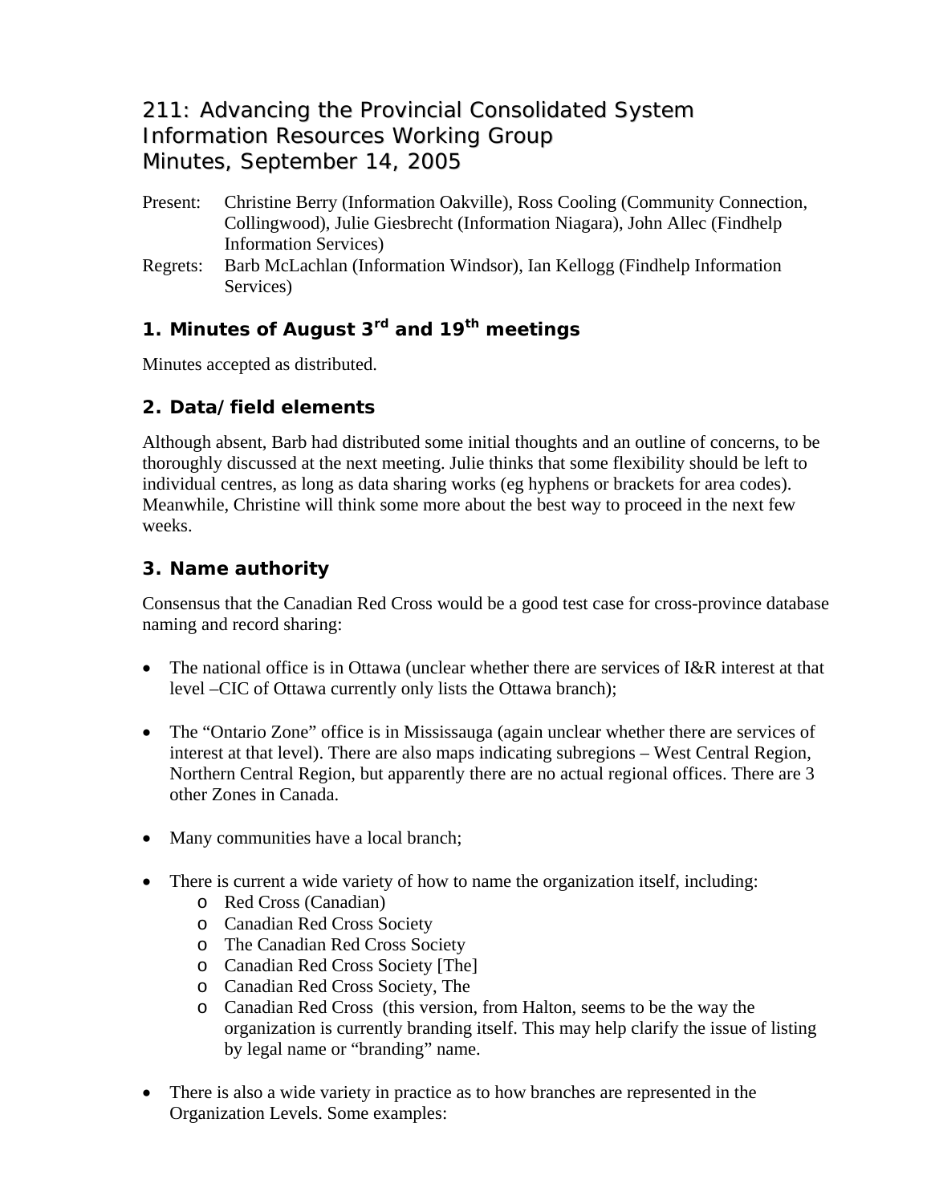# 211: Advancing the Provincial Consolidated System Information Resources Working Group Minutes, September 14, 2005

Present: Christine Berry (Information Oakville), Ross Cooling (Community Connection, Collingwood), Julie Giesbrecht (Information Niagara), John Allec (Findhelp Information Services)

Regrets: Barb McLachlan (Information Windsor), Ian Kellogg (Findhelp Information Services)

## 1. Minutes of August 3rd and 19th meetings

Minutes accepted as distributed.

## 2. Data/field elements

Although absent, Barb had distributed some initial thoughts and an outline of concerns, to be thoroughly discussed at the next meeting. Julie thinks that some flexibility should be left to individual centres, as long as data sharing works (eg hyphens or brackets for area codes). Meanwhile, Christine will think some more about the best way to proceed in the next few weeks.

## 3. Name authority

Consensus that the Canadian Red Cross would be a good test case for cross-province database naming and record sharing:

- The national office is in Ottawa (unclear whether there are services of I&R interest at that level –CIC of Ottawa currently only lists the Ottawa branch);
- The "Ontario Zone" office is in Mississauga (again unclear whether there are services of interest at that level). There are also maps indicating subregions – West Central Region, Northern Central Region, but apparently there are no actual regional offices. There are 3 other Zones in Canada.
- Many communities have a local branch;
- There is current a wide variety of how to name the organization itself, including:
  - Red Cross (Canadian)
  - Canadian Red Cross Society
  - The Canadian Red Cross Society
  - Canadian Red Cross Society [The]
  - Canadian Red Cross Society, The
  - Canadian Red Cross (this version, from Halton, seems to be the way the organization is currently branding itself. This may help clarify the issue of listing by legal name or "branding" name.
- There is also a wide variety in practice as to how branches are represented in the Organization Levels. Some examples: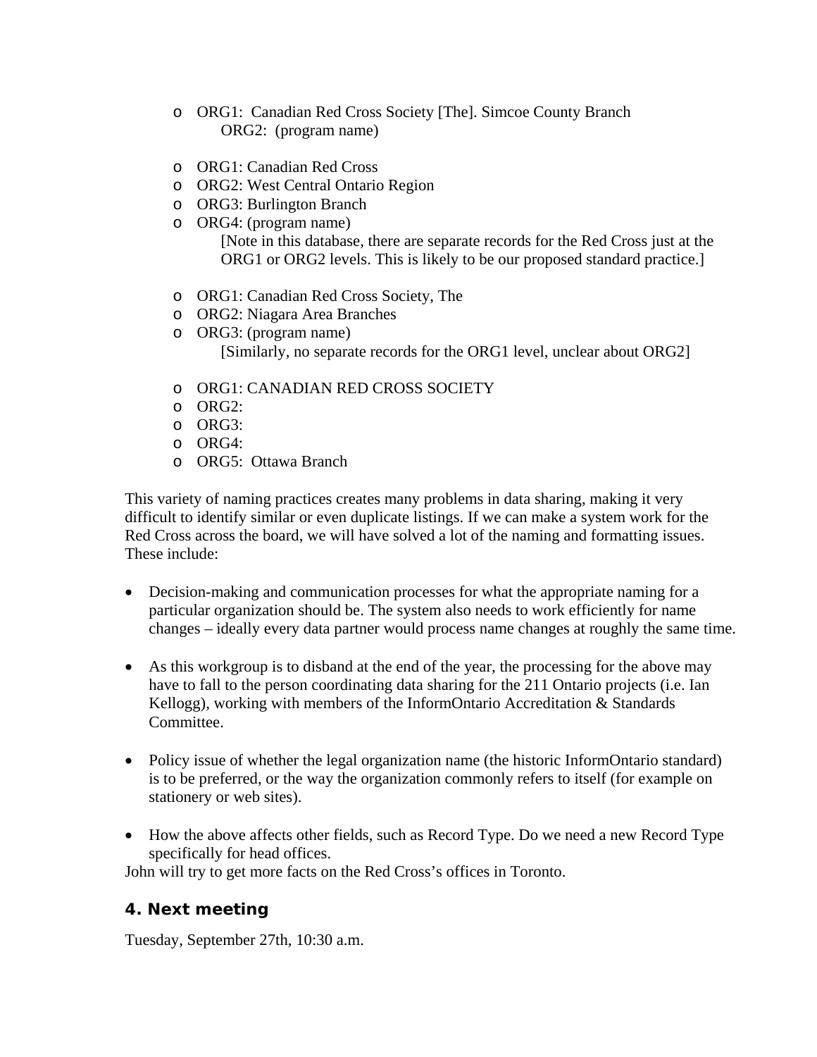- ORG1: Canadian Red Cross Society [The]. Simcoe County Branch
  ORG2: (program name)

- ORG1: Canadian Red Cross
- ORG2: West Central Ontario Region
- ORG3: Burlington Branch
- ORG4: (program name)
  [Note in this database, there are separate records for the Red Cross just at the ORG1 or ORG2 levels. This is likely to be our proposed standard practice.]

- ORG1: Canadian Red Cross Society, The
- ORG2: Niagara Area Branches
- ORG3: (program name)
  [Similarly, no separate records for the ORG1 level, unclear about ORG2]

- ORG1: CANADIAN RED CROSS SOCIETY
- ORG2:
- ORG3:
- ORG4:
- ORG5: Ottawa Branch

This variety of naming practices creates many problems in data sharing, making it very difficult to identify similar or even duplicate listings. If we can make a system work for the Red Cross across the board, we will have solved a lot of the naming and formatting issues. These include:

- Decision-making and communication processes for what the appropriate naming for a particular organization should be. The system also needs to work efficiently for name changes – ideally every data partner would process name changes at roughly the same time.

- As this workgroup is to disband at the end of the year, the processing for the above may have to fall to the person coordinating data sharing for the 211 Ontario projects (i.e. Ian Kellogg), working with members of the InformOntario Accreditation & Standards Committee.

- Policy issue of whether the legal organization name (the historic InformOntario standard) is to be preferred, or the way the organization commonly refers to itself (for example on stationery or web sites).

- How the above affects other fields, such as Record Type. Do we need a new Record Type specifically for head offices.

John will try to get more facts on the Red Cross's offices in Toronto.

## 4. Next meeting

Tuesday, September 27th, 10:30 a.m.